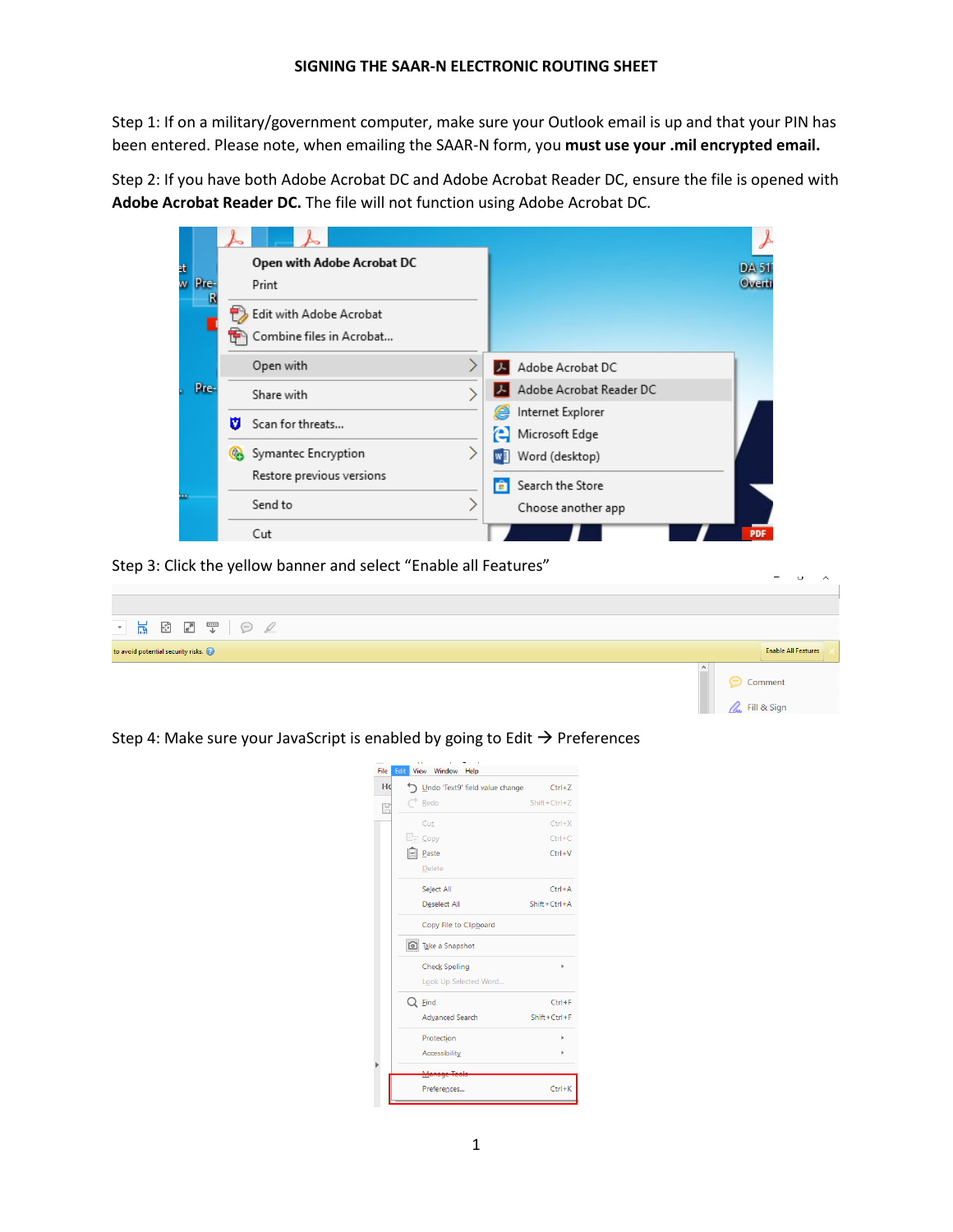# SIGNING THE SAAR-N ELECTRONIC ROUTING SHEET

Step 1: If on a military/government computer, make sure your Outlook email is up and that your PIN has been entered. Please note, when emailing the SAAR-N form, you **must use your .mil encrypted email.**

Step 2: If you have both Adobe Acrobat DC and Adobe Acrobat Reader DC, ensure the file is opened with **Adobe Acrobat Reader DC.** The file will not function using Adobe Acrobat DC.

Step 3: Click the yellow banner and select "Enable all Features"

Step 4: Make sure your JavaScript is enabled by going to Edit → Preferences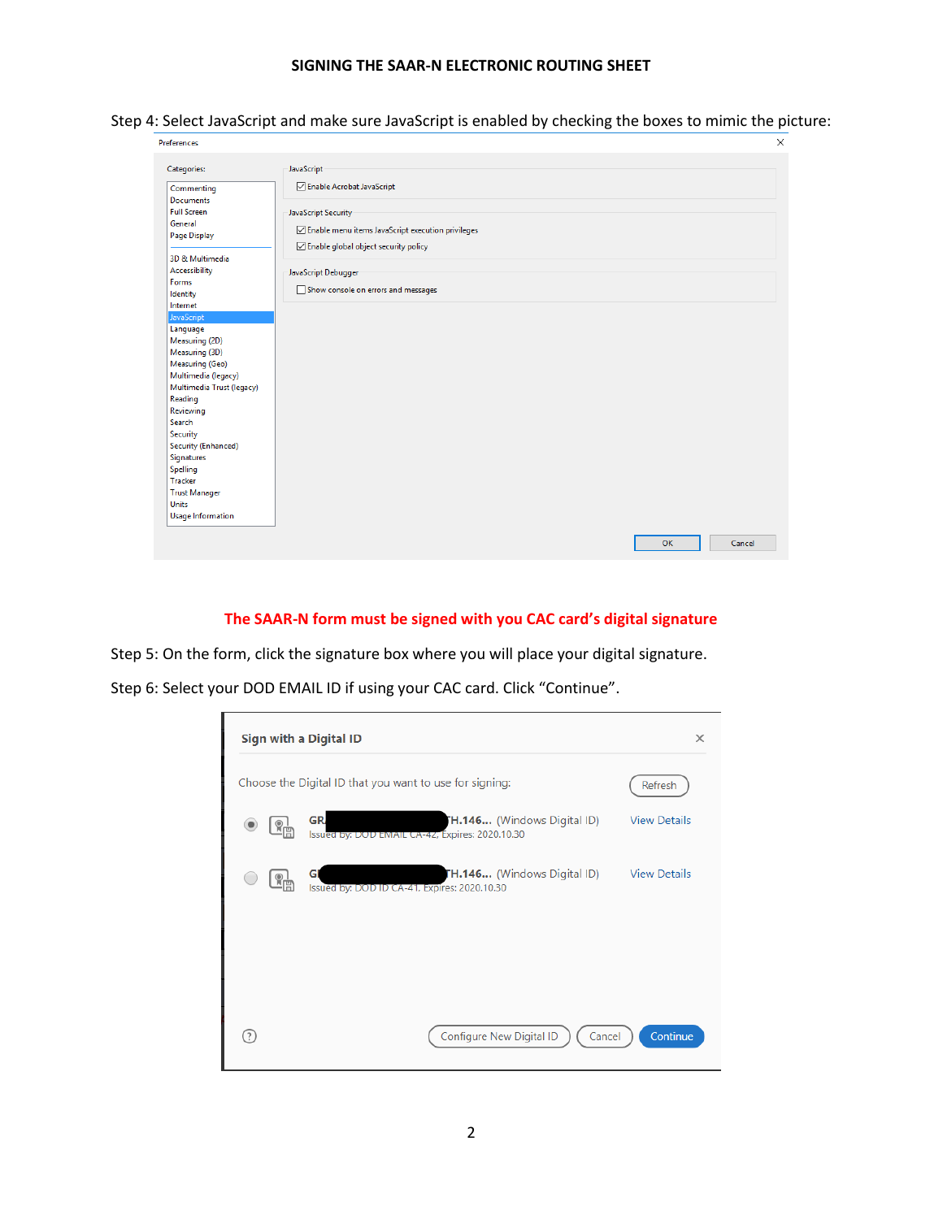SIGNING THE SAAR-N ELECTRONIC ROUTING SHEET

Step 4: Select JavaScript and make sure JavaScript is enabled by checking the boxes to mimic the picture:

Preferences

Categories:

- Commenting
- Documents
- Full Screen
- General
- Page Display
- 3D & Multimedia
- Accessibility
- Forms
- Identity
- Internet
- JavaScript
- Language
- Measuring (2D)
- Measuring (3D)
- Measuring (Geo)
- Multimedia (legacy)
- Multimedia Trust (legacy)
- Reading
- Reviewing
- Search
- Security
- Security (Enhanced)
- Signatures
- Spelling
- Tracker
- Trust Manager
- Units
- Usage Information

JavaScript

☑ Enable Acrobat JavaScript

JavaScript Security

☑ Enable menu items JavaScript execution privileges

☑ Enable global object security policy

JavaScript Debugger

☐ Show console on errors and messages

OK Cancel

**The SAAR-N form must be signed with you CAC card's digital signature**

Step 5: On the form, click the signature box where you will place your digital signature.

Step 6: Select your DOD EMAIL ID if using your CAC card. Click "Continue".

**Sign with a Digital ID**

Choose the Digital ID that you want to use for signing: Refresh

◉ GR[redacted]H.146... (Windows Digital ID) View Details
Issued by: DOD EMAIL CA-42, Expires: 2020.10.30

○ G[redacted]H.146... (Windows Digital ID) View Details
Issued by: DOD ID CA-41, Expires: 2020.10.30

Configure New Digital ID Cancel Continue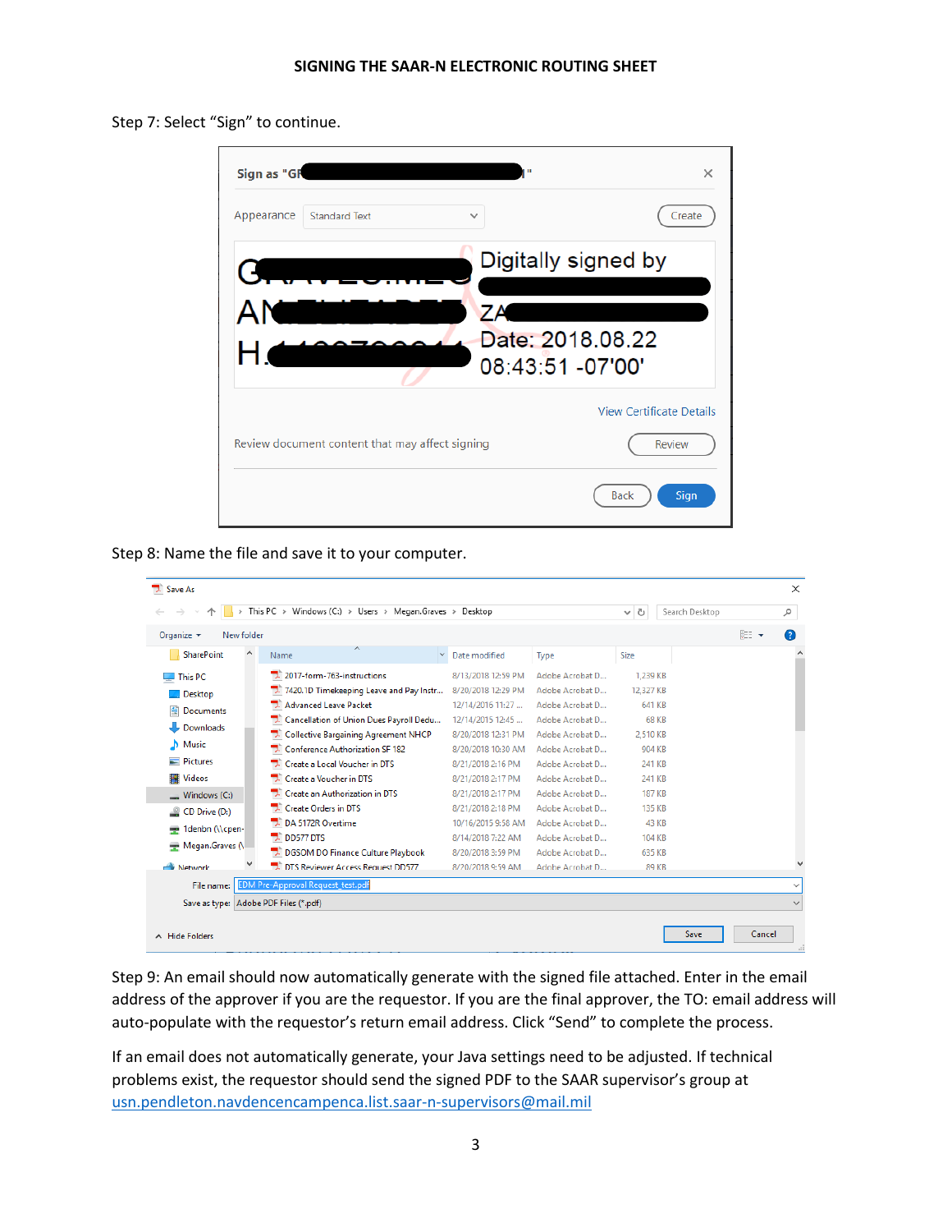## SIGNING THE SAAR-N ELECTRONIC ROUTING SHEET

Step 7: Select "Sign" to continue.

Step 8: Name the file and save it to your computer.

Step 9: An email should now automatically generate with the signed file attached. Enter in the email address of the approver if you are the requestor. If you are the final approver, the TO: email address will auto-populate with the requestor's return email address. Click "Send" to complete the process.

If an email does not automatically generate, your Java settings need to be adjusted. If technical problems exist, the requestor should send the signed PDF to the SAAR supervisor's group at usn.pendleton.navdencencampenca.list.saar-n-supervisors@mail.mil